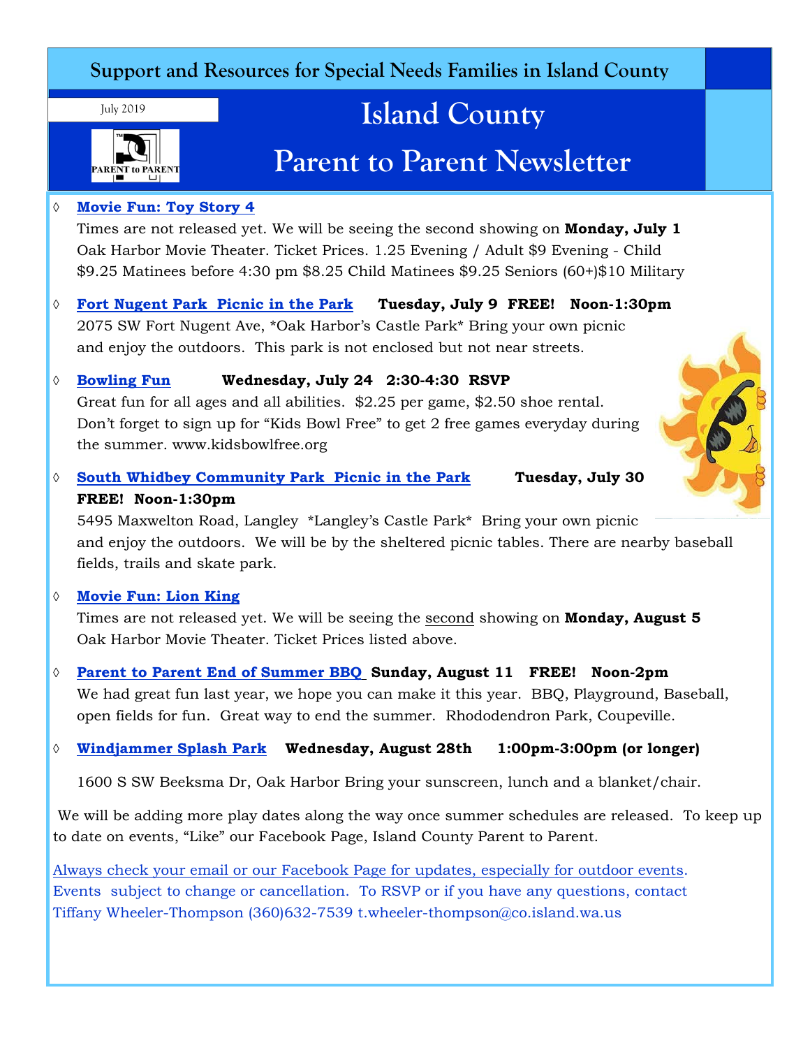Support and Resources for Special Needs Families in Island County

July 2019

# Island County
# Parent to Parent Newsletter

- **Movie Fun: Toy Story 4**

  Times are not released yet. We will be seeing the second showing on **Monday, July 1** Oak Harbor Movie Theater. Ticket Prices. 1.25 Evening / Adult $9 Evening - Child $9.25 Matinees before 4:30 pm $8.25 Child Matinees $9.25 Seniors (60+)$10 Military

- **Fort Nugent Park Picnic in the Park** **Tuesday, July 9 FREE! Noon-1:30pm**

  2075 SW Fort Nugent Ave, *Oak Harbor's Castle Park* Bring your own picnic and enjoy the outdoors. This park is not enclosed but not near streets.

- **Bowling Fun** **Wednesday, July 24 2:30-4:30 RSVP**

  Great fun for all ages and all abilities. $2.25 per game, $2.50 shoe rental. Don't forget to sign up for "Kids Bowl Free" to get 2 free games everyday during the summer. www.kidsbowlfree.org

- **South Whidbey Community Park Picnic in the Park** **Tuesday, July 30 FREE! Noon-1:30pm**

  5495 Maxwelton Road, Langley *Langley's Castle Park* Bring your own picnic and enjoy the outdoors. We will be by the sheltered picnic tables. There are nearby baseball fields, trails and skate park.

- **Movie Fun: Lion King**

  Times are not released yet. We will be seeing the second showing on **Monday, August 5** Oak Harbor Movie Theater. Ticket Prices listed above.

- **Parent to Parent End of Summer BBQ** **Sunday, August 11 FREE! Noon-2pm**

  We had great fun last year, we hope you can make it this year. BBQ, Playground, Baseball, open fields for fun. Great way to end the summer. Rhododendron Park, Coupeville.

- **Windjammer Splash Park** **Wednesday, August 28th 1:00pm-3:00pm (or longer)**

  1600 S SW Beeksma Dr, Oak Harbor Bring your sunscreen, lunch and a blanket/chair.

We will be adding more play dates along the way once summer schedules are released. To keep up to date on events, "Like" our Facebook Page, Island County Parent to Parent.

Always check your email or our Facebook Page for updates, especially for outdoor events. Events subject to change or cancellation. To RSVP or if you have any questions, contact Tiffany Wheeler-Thompson (360)632-7539 t.wheeler-thompson@co.island.wa.us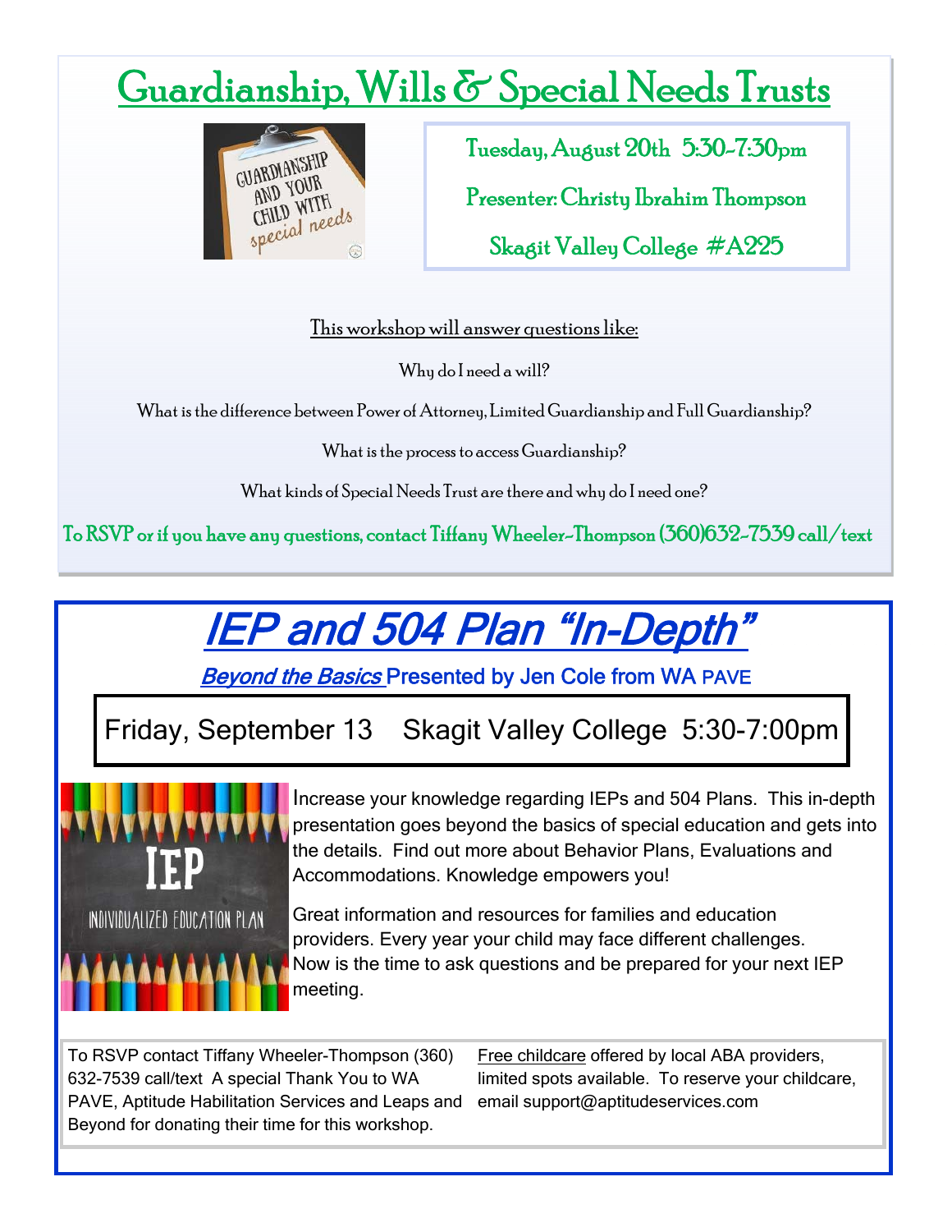# Guardianship, Wills & Special Needs Trusts

Tuesday, August 20th 5:30-7:30pm

Presenter: Christy Ibrahim Thompson

Skagit Valley College #A225

This workshop will answer questions like:

Why do I need a will?

What is the difference between Power of Attorney, Limited Guardianship and Full Guardianship?

What is the process to access Guardianship?

What kinds of Special Needs Trust are there and why do I need one?

To RSVP or if you have any questions, contact Tiffany Wheeler-Thompson (360)632-7539 call/text

# IEP and 504 Plan "In-Depth"

*Beyond the Basics* Presented by Jen Cole from WA PAVE

Friday, September 13 Skagit Valley College 5:30-7:00pm

Increase your knowledge regarding IEPs and 504 Plans. This in-depth presentation goes beyond the basics of special education and gets into the details. Find out more about Behavior Plans, Evaluations and Accommodations. Knowledge empowers you!

Great information and resources for families and education providers. Every year your child may face different challenges. Now is the time to ask questions and be prepared for your next IEP meeting.

To RSVP contact Tiffany Wheeler-Thompson (360) 632-7539 call/text A special Thank You to WA PAVE, Aptitude Habilitation Services and Leaps and Beyond for donating their time for this workshop.

Free childcare offered by local ABA providers, limited spots available. To reserve your childcare, email support@aptitudeservices.com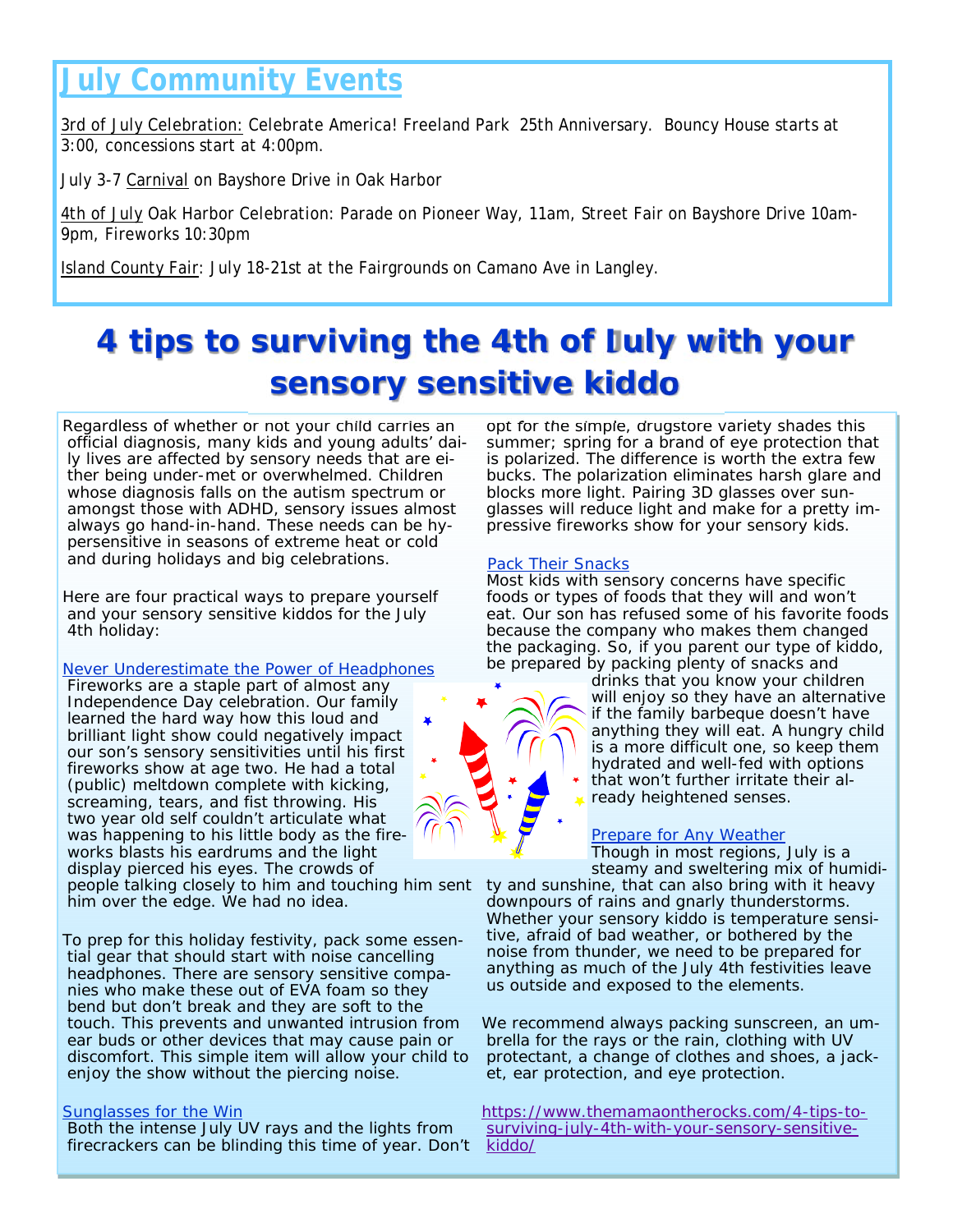## July Community Events

3rd of July Celebration: Celebrate America! Freeland Park 25th Anniversary. Bouncy House starts at 3:00, concessions start at 4:00pm.

July 3-7 Carnival on Bayshore Drive in Oak Harbor

4th of July Oak Harbor Celebration: Parade on Pioneer Way, 11am, Street Fair on Bayshore Drive 10am-9pm, Fireworks 10:30pm

Island County Fair: July 18-21st at the Fairgrounds on Camano Ave in Langley.

# 4 tips to surviving the 4th of July with your sensory sensitive kiddo

Regardless of whether or not your child carries an official diagnosis, many kids and young adults' daily lives are affected by sensory needs that are either being under-met or overwhelmed. Children whose diagnosis falls on the autism spectrum or amongst those with ADHD, sensory issues almost always go hand-in-hand. These needs can be hypersensitive in seasons of extreme heat or cold and during holidays and big celebrations.

Here are four practical ways to prepare yourself and your sensory sensitive kiddos for the July 4th holiday:

### Never Underestimate the Power of Headphones

Fireworks are a staple part of almost any Independence Day celebration. Our family learned the hard way how this loud and brilliant light show could negatively impact our son's sensory sensitivities until his first fireworks show at age two. He had a total (public) meltdown complete with kicking, screaming, tears, and fist throwing. His two year old self couldn't articulate what was happening to his little body as the fireworks blasts his eardrums and the light display pierced his eyes. The crowds of people talking closely to him and touching him sent him over the edge. We had no idea.

To prep for this holiday festivity, pack some essential gear that should start with noise cancelling headphones. There are sensory sensitive companies who make these out of EVA foam so they bend but don't break and they are soft to the touch. This prevents and unwanted intrusion from ear buds or other devices that may cause pain or discomfort. This simple item will allow your child to enjoy the show without the piercing noise.

### Sunglasses for the Win

Both the intense July UV rays and the lights from firecrackers can be blinding this time of year. Don't opt for the simple, drugstore variety shades this summer; spring for a brand of eye protection that is polarized. The difference is worth the extra few bucks. The polarization eliminates harsh glare and blocks more light. Pairing 3D glasses over sunglasses will reduce light and make for a pretty impressive fireworks show for your sensory kids.

### Pack Their Snacks

Most kids with sensory concerns have specific foods or types of foods that they will and won't eat. Our son has refused some of his favorite foods because the company who makes them changed the packaging. So, if you parent our type of kiddo, be prepared by packing plenty of snacks and drinks that you know your children will enjoy so they have an alternative if the family barbeque doesn't have anything they will eat. A hungry child is a more difficult one, so keep them hydrated and well-fed with options that won't further irritate their already heightened senses.

### Prepare for Any Weather

Though in most regions, July is a steamy and sweltering mix of humidity and sunshine, that can also bring with it heavy downpours of rains and gnarly thunderstorms. Whether your sensory kiddo is temperature sensitive, afraid of bad weather, or bothered by the noise from thunder, we need to be prepared for anything as much of the July 4th festivities leave us outside and exposed to the elements.

We recommend always packing sunscreen, an umbrella for the rays or the rain, clothing with UV protectant, a change of clothes and shoes, a jacket, ear protection, and eye protection.

https://www.themamaontherocks.com/4-tips-to-surviving-july-4th-with-your-sensory-sensitive-kiddo/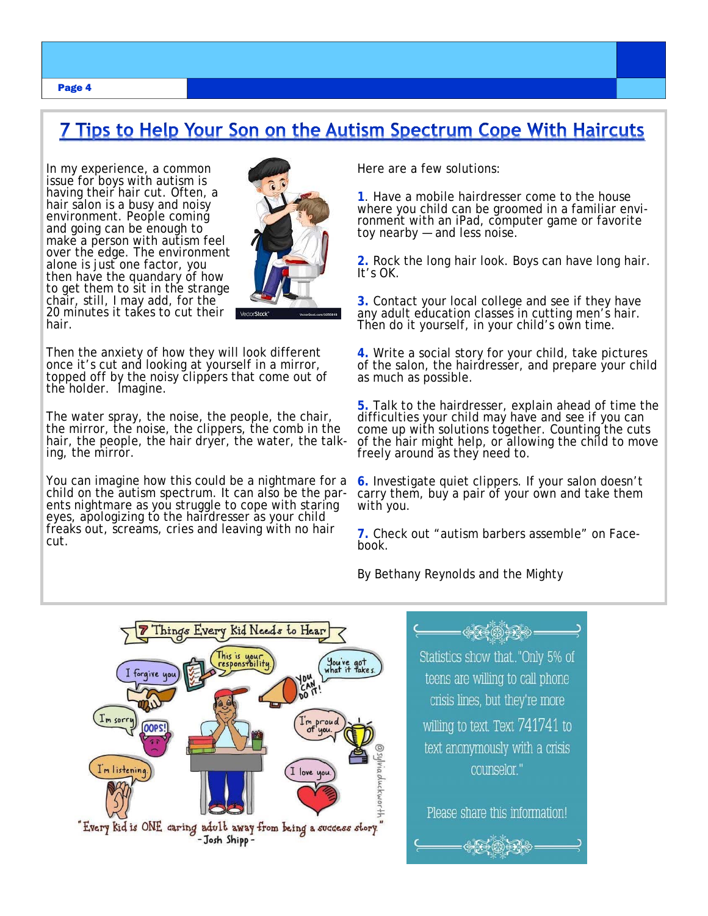# 7 Tips to Help Your Son on the Autism Spectrum Cope With Haircuts

In my experience, a common issue for boys with autism is having their hair cut. Often, a hair salon is a busy and noisy environment. People coming and going can be enough to make a person with autism feel over the edge. The environment alone is just one factor, you then have the quandary of how to get them to sit in the strange chair, still, I may add, for the 20 minutes it takes to cut their hair.

Then the anxiety of how they will look different once it's cut and looking at yourself in a mirror, topped off by the noisy clippers that come out of the holder. Imagine.

The water spray, the noise, the people, the chair, the mirror, the noise, the clippers, the comb in the hair, the people, the hair dryer, the water, the talking, the mirror.

You can imagine how this could be a nightmare for a child on the autism spectrum. It can also be the parents nightmare as you struggle to cope with staring eyes, apologizing to the hairdresser as your child freaks out, screams, cries and leaving with no hair cut.

Here are a few solutions:

**1**. Have a mobile hairdresser come to the house where you child can be groomed in a familiar environment with an iPad, computer game or favorite toy nearby — and less noise.

**2.** Rock the long hair look. Boys can have long hair. It's OK.

**3.** Contact your local college and see if they have any adult education classes in cutting men's hair. Then do it yourself, in your child's own time.

**4.** Write a social story for your child, take pictures of the salon, the hairdresser, and prepare your child as much as possible.

**5.** Talk to the hairdresser, explain ahead of time the difficulties your child may have and see if you can come up with solutions together. Counting the cuts of the hair might help, or allowing the child to move freely around as they need to.

**6.** Investigate quiet clippers. If your salon doesn't carry them, buy a pair of your own and take them with you.

**7.** Check out "autism barbers assemble" on Facebook.

By Bethany Reynolds and the Mighty

Statistics show that.."Only 5% of teens are willing to call phone crisis lines, but they're more willing to text. Text 741741 to text anonymously with a crisis counselor."

Please share this information!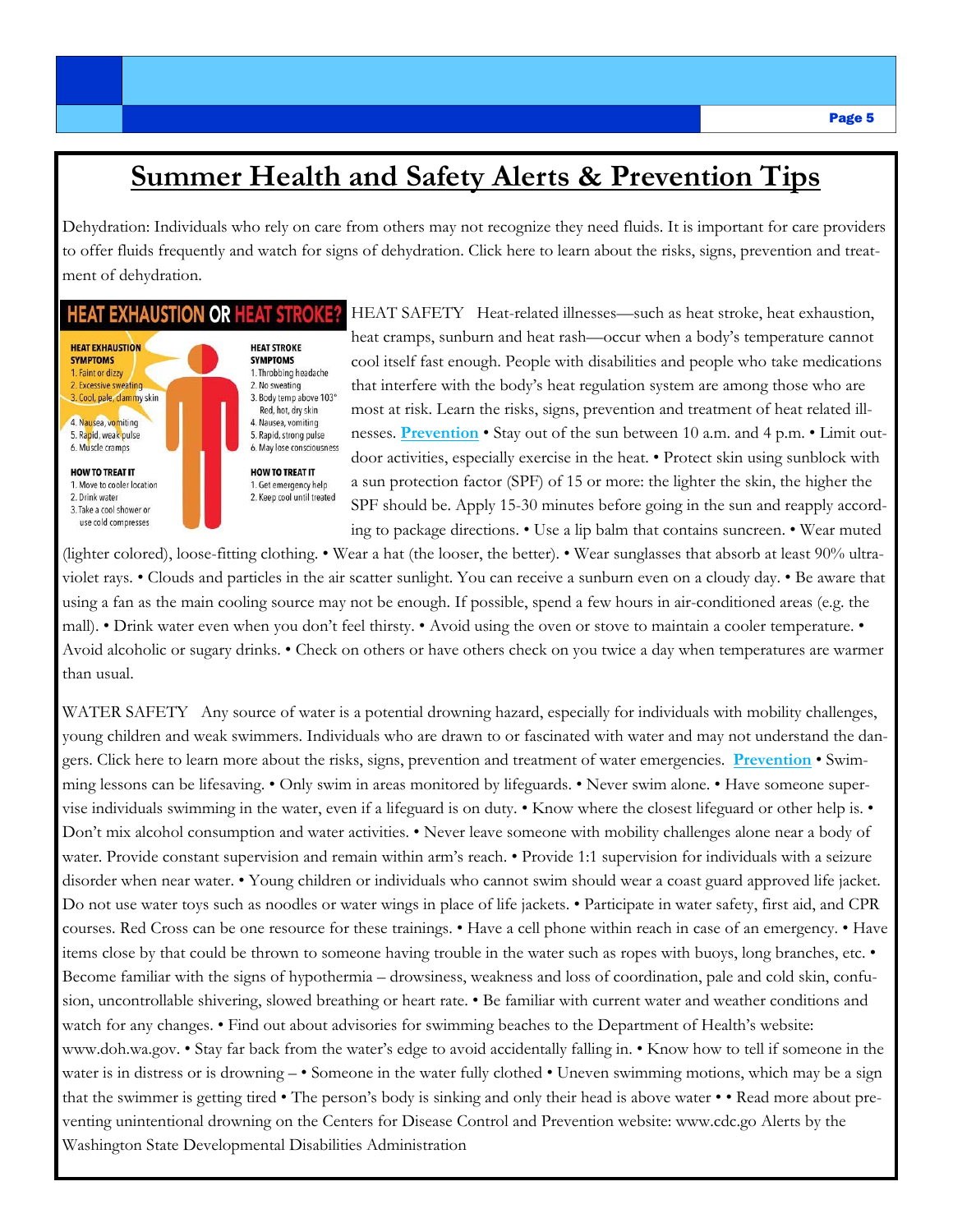# Summer Health and Safety Alerts & Prevention Tips

Dehydration: Individuals who rely on care from others may not recognize they need fluids. It is important for care providers to offer fluids frequently and watch for signs of dehydration. Click here to learn about the risks, signs, prevention and treatment of dehydration.

**HEAT EXHAUSTION OR HEAT STROKE?**

**HEAT EXHAUSTION SYMPTOMS**
1. Faint or dizzy
2. Excessive sweating
3. Cool, pale, clammy skin
4. Nausea, vomiting
5. Rapid, weak pulse
6. Muscle cramps

**HOW TO TREAT IT**
1. Move to cooler location
2. Drink water
3. Take a cool shower or use cold compresses

**HEAT STROKE SYMPTOMS**
1. Throbbing headache
2. No sweating
3. Body temp above 103° Red, hot, dry skin
4. Nausea, vomiting
5. Rapid, strong pulse
6. May lose consciousness

**HOW TO TREAT IT**
1. Get emergency help
2. Keep cool until treated

HEAT SAFETY Heat-related illnesses—such as heat stroke, heat exhaustion, heat cramps, sunburn and heat rash—occur when a body's temperature cannot cool itself fast enough. People with disabilities and people who take medications that interfere with the body's heat regulation system are among those who are most at risk. Learn the risks, signs, prevention and treatment of heat related illnesses. **Prevention** • Stay out of the sun between 10 a.m. and 4 p.m. • Limit outdoor activities, especially exercise in the heat. • Protect skin using sunblock with a sun protection factor (SPF) of 15 or more: the lighter the skin, the higher the SPF should be. Apply 15-30 minutes before going in the sun and reapply according to package directions. • Use a lip balm that contains suncreen. • Wear muted (lighter colored), loose-fitting clothing. • Wear a hat (the looser, the better). • Wear sunglasses that absorb at least 90% ultraviolet rays. • Clouds and particles in the air scatter sunlight. You can receive a sunburn even on a cloudy day. • Be aware that using a fan as the main cooling source may not be enough. If possible, spend a few hours in air-conditioned areas (e.g. the mall). • Drink water even when you don't feel thirsty. • Avoid using the oven or stove to maintain a cooler temperature. • Avoid alcoholic or sugary drinks. • Check on others or have others check on you twice a day when temperatures are warmer than usual.

WATER SAFETY Any source of water is a potential drowning hazard, especially for individuals with mobility challenges, young children and weak swimmers. Individuals who are drawn to or fascinated with water and may not understand the dangers. Click here to learn more about the risks, signs, prevention and treatment of water emergencies. **Prevention** • Swimming lessons can be lifesaving. • Only swim in areas monitored by lifeguards. • Never swim alone. • Have someone supervise individuals swimming in the water, even if a lifeguard is on duty. • Know where the closest lifeguard or other help is. • Don't mix alcohol consumption and water activities. • Never leave someone with mobility challenges alone near a body of water. Provide constant supervision and remain within arm's reach. • Provide 1:1 supervision for individuals with a seizure disorder when near water. • Young children or individuals who cannot swim should wear a coast guard approved life jacket. Do not use water toys such as noodles or water wings in place of life jackets. • Participate in water safety, first aid, and CPR courses. Red Cross can be one resource for these trainings. • Have a cell phone within reach in case of an emergency. • Have items close by that could be thrown to someone having trouble in the water such as ropes with buoys, long branches, etc. • Become familiar with the signs of hypothermia – drowsiness, weakness and loss of coordination, pale and cold skin, confusion, uncontrollable shivering, slowed breathing or heart rate. • Be familiar with current water and weather conditions and watch for any changes. • Find out about advisories for swimming beaches to the Department of Health's website: www.doh.wa.gov. • Stay far back from the water's edge to avoid accidentally falling in. • Know how to tell if someone in the water is in distress or is drowning – • Someone in the water fully clothed • Uneven swimming motions, which may be a sign that the swimmer is getting tired • The person's body is sinking and only their head is above water • • Read more about preventing unintentional drowning on the Centers for Disease Control and Prevention website: www.cdc.go Alerts by the Washington State Developmental Disabilities Administration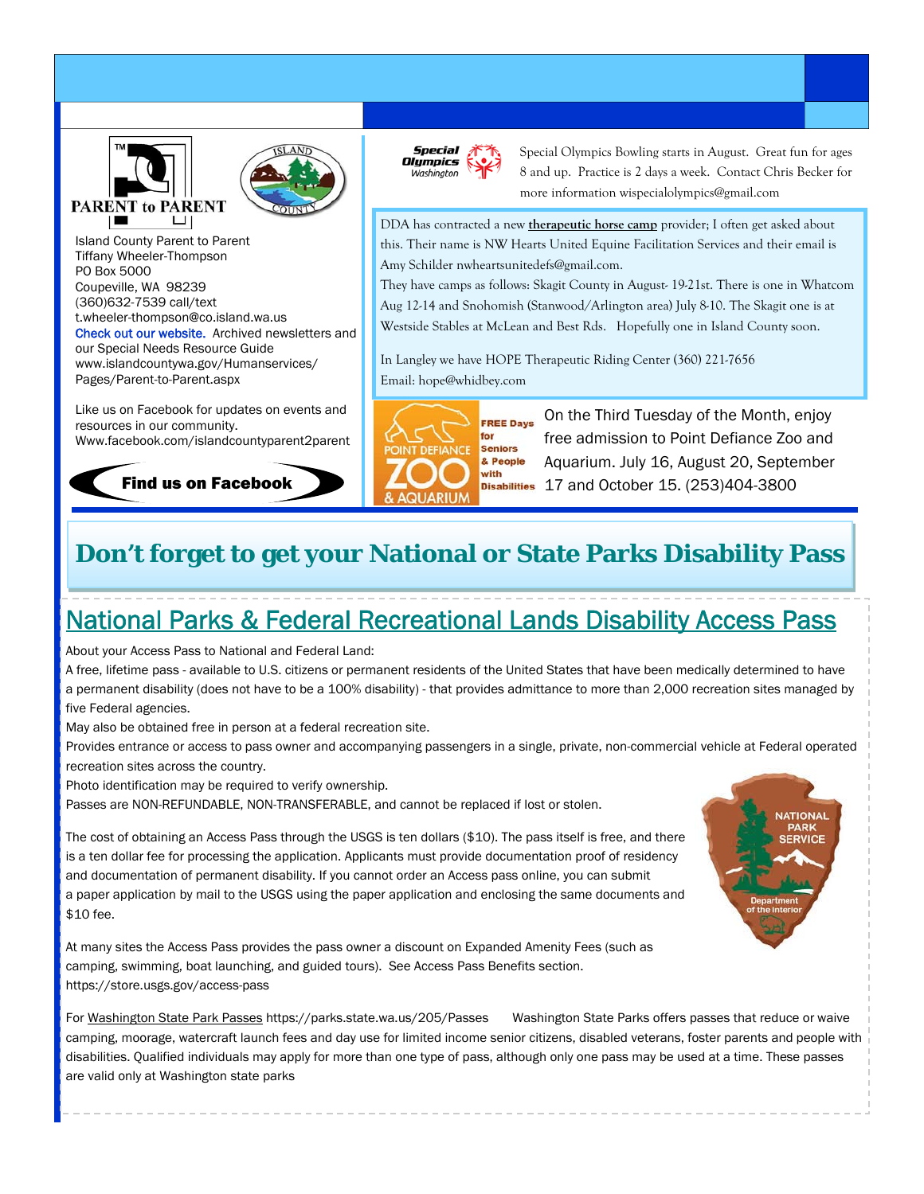PARENT to PARENT

Island County Parent to Parent
Tiffany Wheeler-Thompson
PO Box 5000
Coupeville, WA 98239
(360)632-7539 call/text
t.wheeler-thompson@co.island.wa.us
Check out our website. Archived newsletters and our Special Needs Resource Guide
www.islandcountywa.gov/Humanservices/Pages/Parent-to-Parent.aspx

Like us on Facebook for updates on events and resources in our community.
Www.facebook.com/islandcountyparent2parent

**Find us on Facebook**

Special Olympics Bowling starts in August. Great fun for ages 8 and up. Practice is 2 days a week. Contact Chris Becker for more information wispecialolympics@gmail.com

DDA has contracted a new **therapeutic horse camp** provider; I often get asked about this. Their name is NW Hearts United Equine Facilitation Services and their email is Amy Schilder nwheartsunitedefs@gmail.com.
They have camps as follows: Skagit County in August- 19-21st. There is one in Whatcom Aug 12-14 and Snohomish (Stanwood/Arlington area) July 8-10. The Skagit one is at Westside Stables at McLean and Best Rds. Hopefully one in Island County soon.

In Langley we have HOPE Therapeutic Riding Center (360) 221-7656
Email: hope@whidbey.com

FREE Days for Seniors & People with Disabilities

On the Third Tuesday of the Month, enjoy free admission to Point Defiance Zoo and Aquarium. July 16, August 20, September 17 and October 15. (253)404-3800

## Don't forget to get your National or State Parks Disability Pass

## National Parks & Federal Recreational Lands Disability Access Pass

About your Access Pass to National and Federal Land:

A free, lifetime pass - available to U.S. citizens or permanent residents of the United States that have been medically determined to have a permanent disability (does not have to be a 100% disability) - that provides admittance to more than 2,000 recreation sites managed by five Federal agencies.

May also be obtained free in person at a federal recreation site.

Provides entrance or access to pass owner and accompanying passengers in a single, private, non-commercial vehicle at Federal operated recreation sites across the country.

Photo identification may be required to verify ownership.

Passes are NON-REFUNDABLE, NON-TRANSFERABLE, and cannot be replaced if lost or stolen.

The cost of obtaining an Access Pass through the USGS is ten dollars ($10). The pass itself is free, and there is a ten dollar fee for processing the application. Applicants must provide documentation proof of residency and documentation of permanent disability. If you cannot order an Access pass online, you can submit a paper application by mail to the USGS using the paper application and enclosing the same documents and $10 fee.

At many sites the Access Pass provides the pass owner a discount on Expanded Amenity Fees (such as camping, swimming, boat launching, and guided tours). See Access Pass Benefits section.
https://store.usgs.gov/access-pass

For Washington State Park Passes https://parks.state.wa.us/205/Passes Washington State Parks offers passes that reduce or waive camping, moorage, watercraft launch fees and day use for limited income senior citizens, disabled veterans, foster parents and people with disabilities. Qualified individuals may apply for more than one type of pass, although only one pass may be used at a time. These passes are valid only at Washington state parks